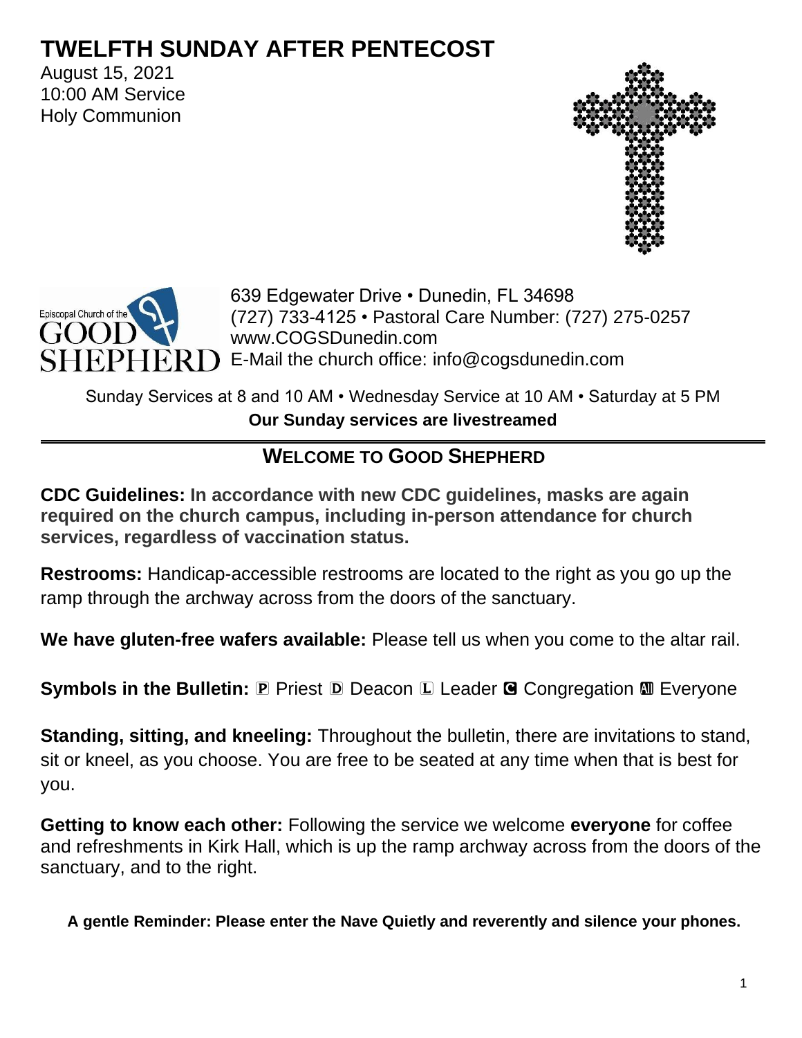# TWELFTH SUNDAY AFTER PENTECOST

August 15, 2021
10:00 AM Service
Holy Communion

Episcopal Church of the GOOD SHEPHERD

639 Edgewater Drive • Dunedin, FL 34698
(727) 733-4125 • Pastoral Care Number: (727) 275-0257
www.COGSDunedin.com
E-Mail the church office: info@cogsdunedin.com

Sunday Services at 8 and 10 AM • Wednesday Service at 10 AM • Saturday at 5 PM

**Our Sunday services are livestreamed**

## WELCOME TO GOOD SHEPHERD

**CDC Guidelines: In accordance with new CDC guidelines, masks are again required on the church campus, including in-person attendance for church services, regardless of vaccination status.**

**Restrooms:** Handicap-accessible restrooms are located to the right as you go up the ramp through the archway across from the doors of the sanctuary.

**We have gluten-free wafers available:** Please tell us when you come to the altar rail.

**Symbols in the Bulletin:** ℗ Priest Ⓓ Deacon Ⓛ Leader 🅒 Congregation 🄰 Everyone

**Standing, sitting, and kneeling:** Throughout the bulletin, there are invitations to stand, sit or kneel, as you choose. You are free to be seated at any time when that is best for you.

**Getting to know each other:** Following the service we welcome **everyone** for coffee and refreshments in Kirk Hall, which is up the ramp archway across from the doors of the sanctuary, and to the right.

**A gentle Reminder: Please enter the Nave Quietly and reverently and silence your phones.**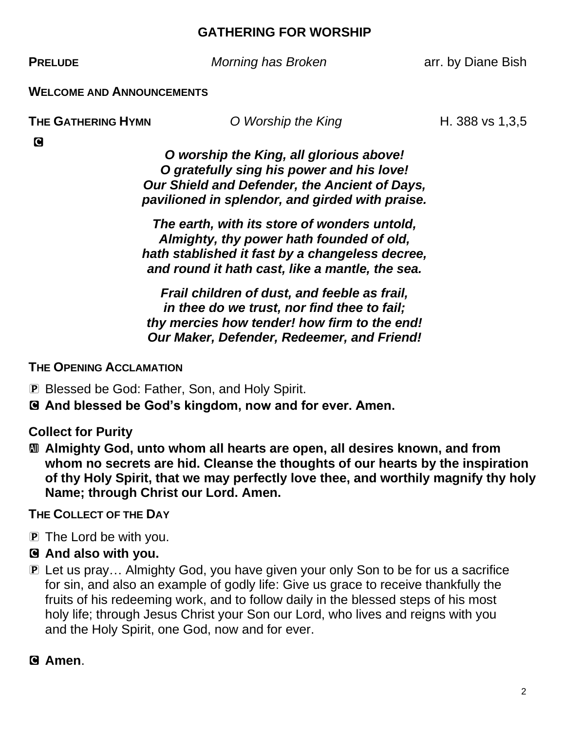## GATHERING FOR WORSHIP

**PRELUDE** *Morning has Broken* arr. by Diane Bish

**WELCOME AND ANNOUNCEMENTS**

**THE GATHERING HYMN** *O Worship the King* H. 388 vs 1,3,5

C

***O worship the King, all glorious above!***
***O gratefully sing his power and his love!***
***Our Shield and Defender, the Ancient of Days,***
***pavilioned in splendor, and girded with praise.***

***The earth, with its store of wonders untold,***
***Almighty, thy power hath founded of old,***
***hath stablished it fast by a changeless decree,***
***and round it hath cast, like a mantle, the sea.***

***Frail children of dust, and feeble as frail,***
***in thee do we trust, nor find thee to fail;***
***thy mercies how tender! how firm to the end!***
***Our Maker, Defender, Redeemer, and Friend!***

**THE OPENING ACCLAMATION**

P Blessed be God: Father, Son, and Holy Spirit.

C **And blessed be God's kingdom, now and for ever. Amen.**

**Collect for Purity**

All **Almighty God, unto whom all hearts are open, all desires known, and from whom no secrets are hid. Cleanse the thoughts of our hearts by the inspiration of thy Holy Spirit, that we may perfectly love thee, and worthily magnify thy holy Name; through Christ our Lord. Amen.**

**THE COLLECT OF THE DAY**

P The Lord be with you.

C **And also with you.**

P Let us pray… Almighty God, you have given your only Son to be for us a sacrifice for sin, and also an example of godly life: Give us grace to receive thankfully the fruits of his redeeming work, and to follow daily in the blessed steps of his most holy life; through Jesus Christ your Son our Lord, who lives and reigns with you and the Holy Spirit, one God, now and for ever.

C **Amen**.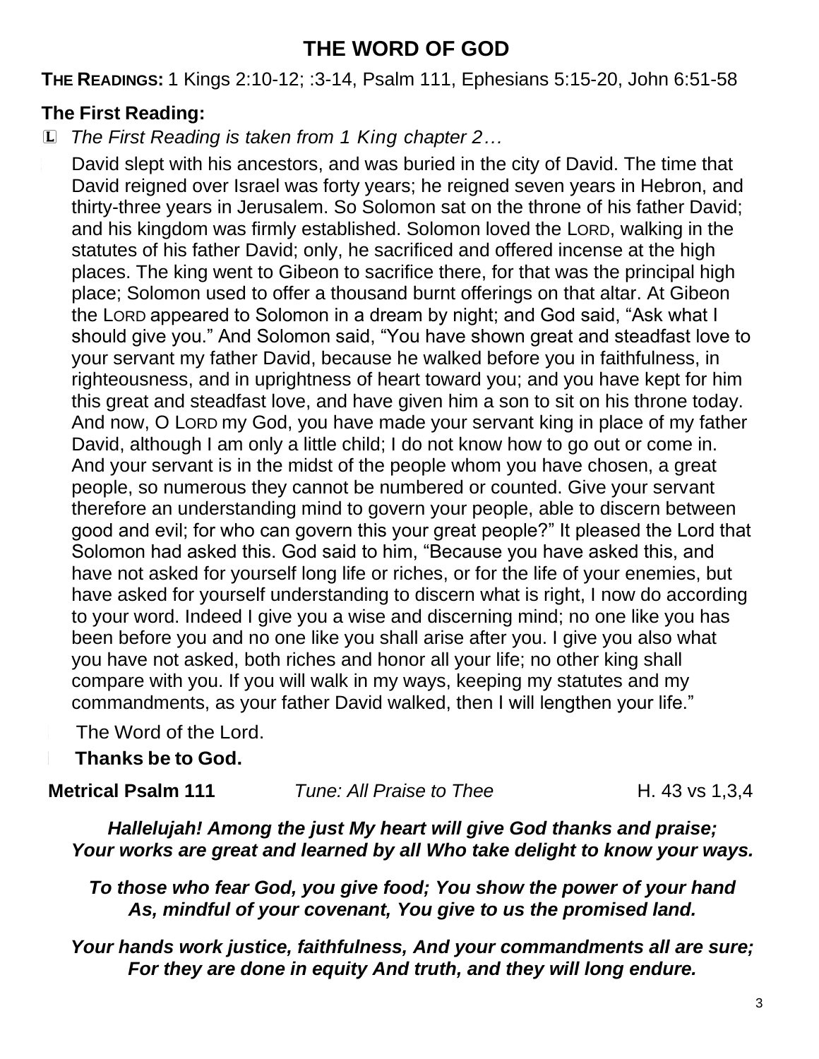# THE WORD OF GOD

**THE READINGS:** 1 Kings 2:10-12; :3-14, Psalm 111, Ephesians 5:15-20, John 6:51-58

**The First Reading:**

L *The First Reading is taken from 1 King chapter 2…*

David slept with his ancestors, and was buried in the city of David. The time that David reigned over Israel was forty years; he reigned seven years in Hebron, and thirty-three years in Jerusalem. So Solomon sat on the throne of his father David; and his kingdom was firmly established. Solomon loved the LORD, walking in the statutes of his father David; only, he sacrificed and offered incense at the high places. The king went to Gibeon to sacrifice there, for that was the principal high place; Solomon used to offer a thousand burnt offerings on that altar. At Gibeon the LORD appeared to Solomon in a dream by night; and God said, "Ask what I should give you." And Solomon said, "You have shown great and steadfast love to your servant my father David, because he walked before you in faithfulness, in righteousness, and in uprightness of heart toward you; and you have kept for him this great and steadfast love, and have given him a son to sit on his throne today. And now, O LORD my God, you have made your servant king in place of my father David, although I am only a little child; I do not know how to go out or come in. And your servant is in the midst of the people whom you have chosen, a great people, so numerous they cannot be numbered or counted. Give your servant therefore an understanding mind to govern your people, able to discern between good and evil; for who can govern this your great people?" It pleased the Lord that Solomon had asked this. God said to him, "Because you have asked this, and have not asked for yourself long life or riches, or for the life of your enemies, but have asked for yourself understanding to discern what is right, I now do according to your word. Indeed I give you a wise and discerning mind; no one like you has been before you and no one like you shall arise after you. I give you also what you have not asked, both riches and honor all your life; no other king shall compare with you. If you will walk in my ways, keeping my statutes and my commandments, as your father David walked, then I will lengthen your life."

The Word of the Lord.

**Thanks be to God.**

**Metrical Psalm 111** *Tune: All Praise to Thee* H. 43 vs 1,3,4

***Hallelujah! Among the just My heart will give God thanks and praise;***
***Your works are great and learned by all Who take delight to know your ways.***

***To those who fear God, you give food; You show the power of your hand***
***As, mindful of your covenant, You give to us the promised land.***

***Your hands work justice, faithfulness, And your commandments all are sure;***
***For they are done in equity And truth, and they will long endure.***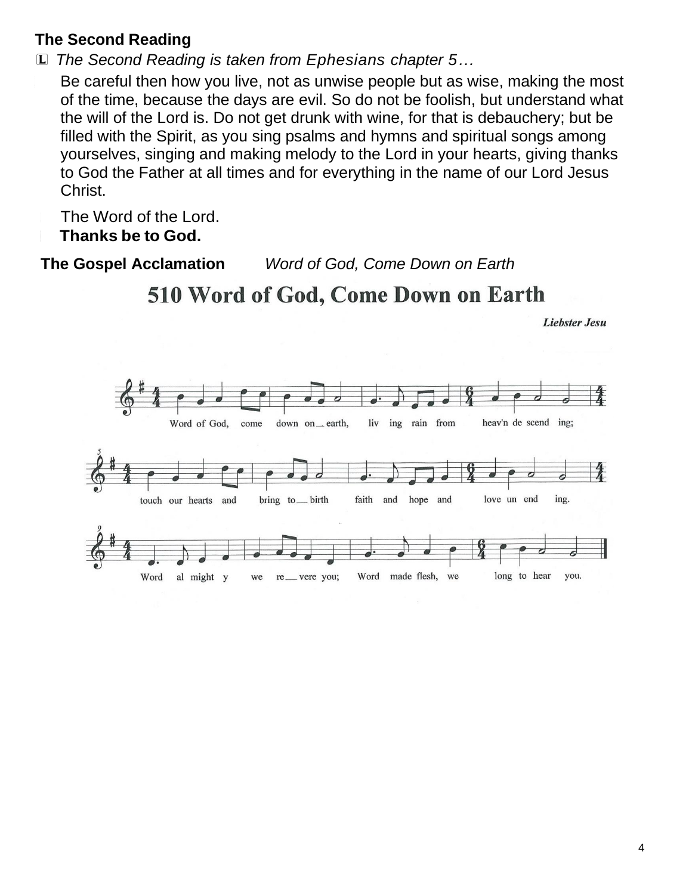**The Second Reading**

Ⓛ *The Second Reading is taken from Ephesians chapter 5…*

Be careful then how you live, not as unwise people but as wise, making the most of the time, because the days are evil. So do not be foolish, but understand what the will of the Lord is. Do not get drunk with wine, for that is debauchery; but be filled with the Spirit, as you sing psalms and hymns and spiritual songs among yourselves, singing and making melody to the Lord in your hearts, giving thanks to God the Father at all times and for everything in the name of our Lord Jesus Christ.

The Word of the Lord.
**Thanks be to God.**

**The Gospel Acclamation** *Word of God, Come Down on Earth*

# 510 Word of God, Come Down on Earth

***Liebster Jesu***

Word of God, come down on earth, living rain from heav'n descending;
touch our hearts and bring to birth faith and hope and love unending.
Word almighty we revere you; Word made flesh, we long to hear you.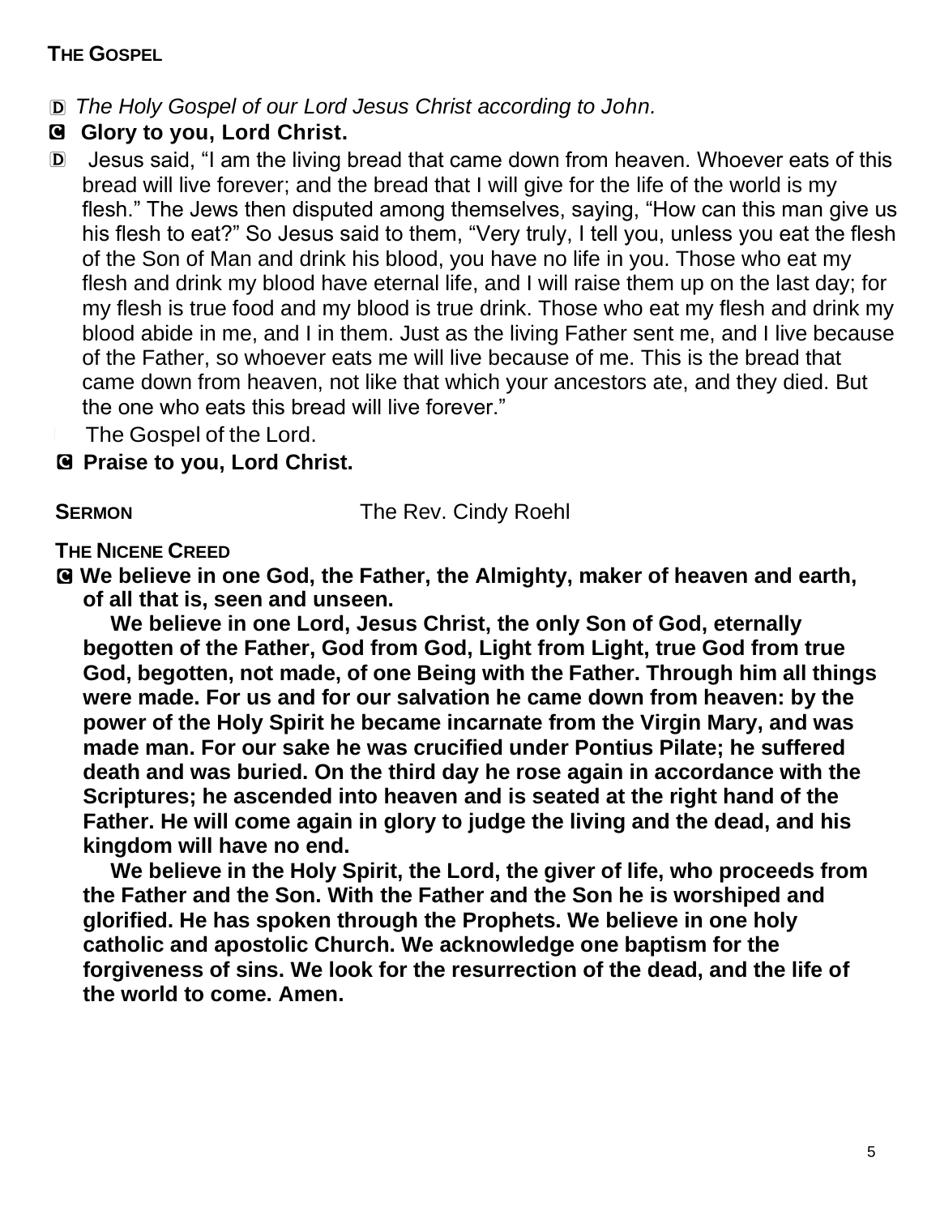**THE GOSPEL**

D *The Holy Gospel of our Lord Jesus Christ according to John.*

C **Glory to you, Lord Christ.**

D Jesus said, "I am the living bread that came down from heaven. Whoever eats of this bread will live forever; and the bread that I will give for the life of the world is my flesh." The Jews then disputed among themselves, saying, "How can this man give us his flesh to eat?" So Jesus said to them, "Very truly, I tell you, unless you eat the flesh of the Son of Man and drink his blood, you have no life in you. Those who eat my flesh and drink my blood have eternal life, and I will raise them up on the last day; for my flesh is true food and my blood is true drink. Those who eat my flesh and drink my blood abide in me, and I in them. Just as the living Father sent me, and I live because of the Father, so whoever eats me will live because of me. This is the bread that came down from heaven, not like that which your ancestors ate, and they died. But the one who eats this bread will live forever."

The Gospel of the Lord.

C **Praise to you, Lord Christ.**

**SERMON** The Rev. Cindy Roehl

**THE NICENE CREED**

C **We believe in one God, the Father, the Almighty, maker of heaven and earth, of all that is, seen and unseen.**

**We believe in one Lord, Jesus Christ, the only Son of God, eternally begotten of the Father, God from God, Light from Light, true God from true God, begotten, not made, of one Being with the Father. Through him all things were made. For us and for our salvation he came down from heaven: by the power of the Holy Spirit he became incarnate from the Virgin Mary, and was made man. For our sake he was crucified under Pontius Pilate; he suffered death and was buried. On the third day he rose again in accordance with the Scriptures; he ascended into heaven and is seated at the right hand of the Father. He will come again in glory to judge the living and the dead, and his kingdom will have no end.**

**We believe in the Holy Spirit, the Lord, the giver of life, who proceeds from the Father and the Son. With the Father and the Son he is worshiped and glorified. He has spoken through the Prophets. We believe in one holy catholic and apostolic Church. We acknowledge one baptism for the forgiveness of sins. We look for the resurrection of the dead, and the life of the world to come. Amen.**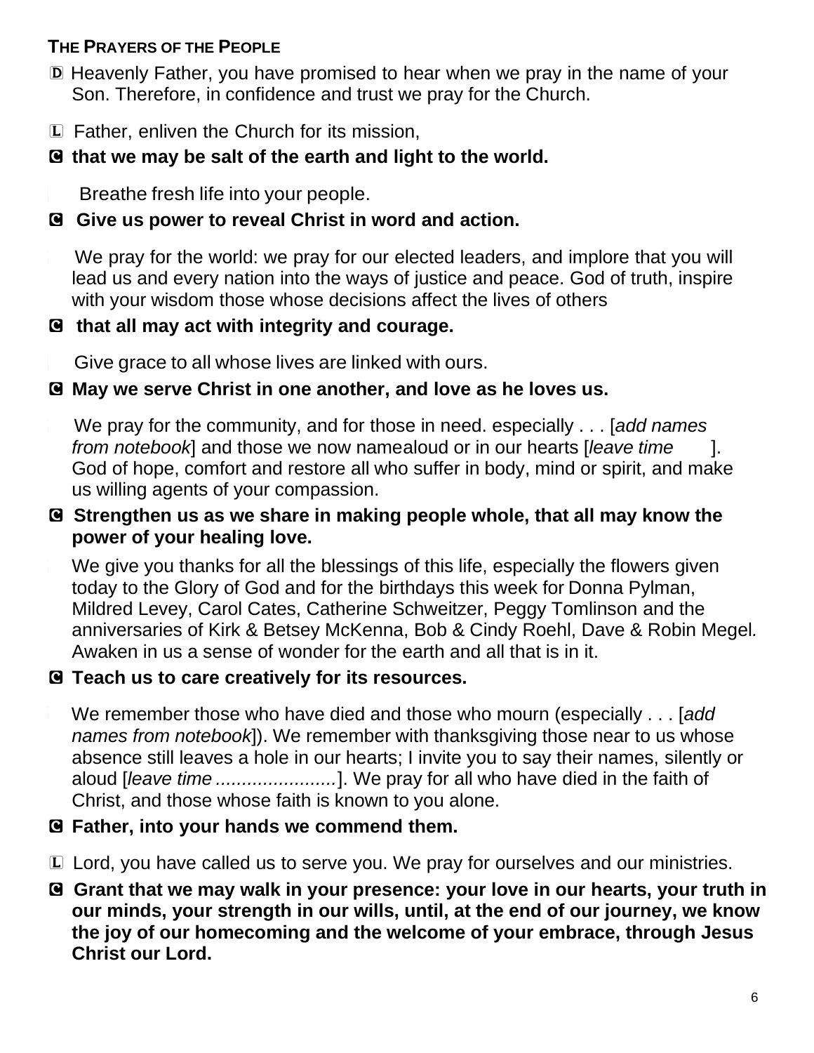**THE PRAYERS OF THE PEOPLE**

D Heavenly Father, you have promised to hear when we pray in the name of your Son. Therefore, in confidence and trust we pray for the Church.

L Father, enliven the Church for its mission,

**C that we may be salt of the earth and light to the world.**

Breathe fresh life into your people.

**C Give us power to reveal Christ in word and action.**

We pray for the world: we pray for our elected leaders, and implore that you will lead us and every nation into the ways of justice and peace. God of truth, inspire with your wisdom those whose decisions affect the lives of others

**C that all may act with integrity and courage.**

Give grace to all whose lives are linked with ours.

**C May we serve Christ in one another, and love as he loves us.**

We pray for the community, and for those in need. especially . . . [*add names from notebook*] and those we now namealoud or in our hearts [*leave time* ]. God of hope, comfort and restore all who suffer in body, mind or spirit, and make us willing agents of your compassion.

**C Strengthen us as we share in making people whole, that all may know the power of your healing love.**

We give you thanks for all the blessings of this life, especially the flowers given today to the Glory of God and for the birthdays this week for Donna Pylman, Mildred Levey, Carol Cates, Catherine Schweitzer, Peggy Tomlinson and the anniversaries of Kirk & Betsey McKenna, Bob & Cindy Roehl, Dave & Robin Megel. Awaken in us a sense of wonder for the earth and all that is in it.

**C Teach us to care creatively for its resources.**

We remember those who have died and those who mourn (especially . . . [*add names from notebook*]). We remember with thanksgiving those near to us whose absence still leaves a hole in our hearts; I invite you to say their names, silently or aloud [*leave time .......................*]. We pray for all who have died in the faith of Christ, and those whose faith is known to you alone.

**C Father, into your hands we commend them.**

L Lord, you have called us to serve you. We pray for ourselves and our ministries.

**C Grant that we may walk in your presence: your love in our hearts, your truth in our minds, your strength in our wills, until, at the end of our journey, we know the joy of our homecoming and the welcome of your embrace, through Jesus Christ our Lord.**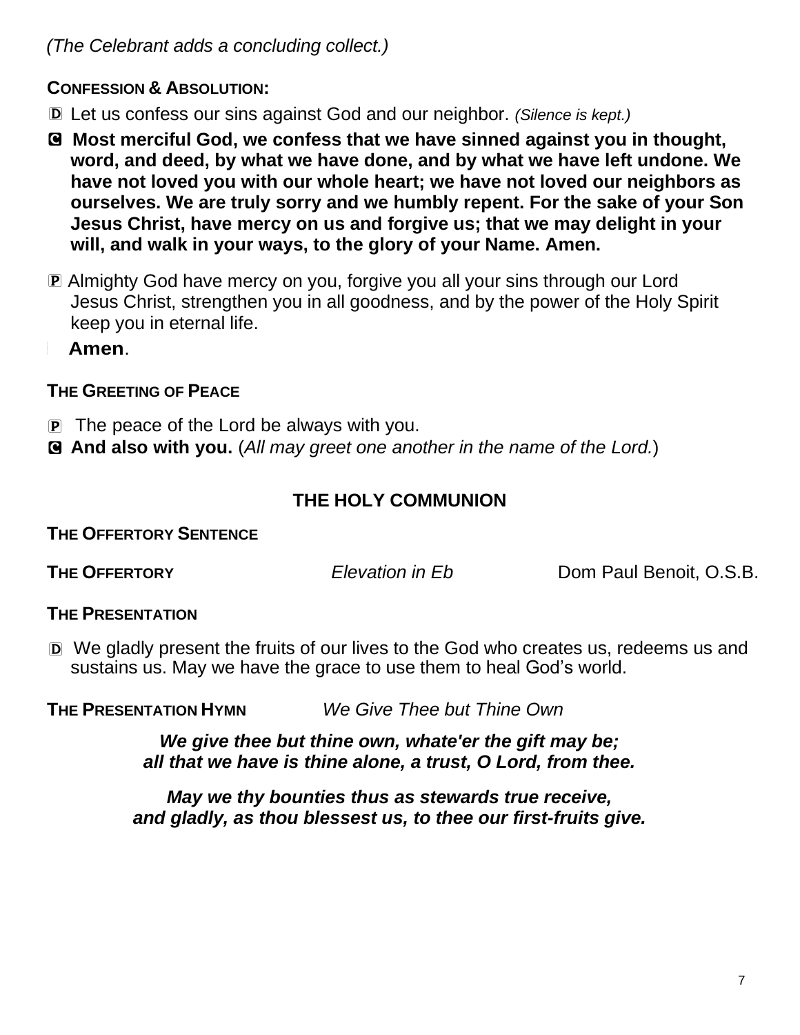*(The Celebrant adds a concluding collect.)*

**CONFESSION & ABSOLUTION:**

D Let us confess our sins against God and our neighbor. *(Silence is kept.)*

**C Most merciful God, we confess that we have sinned against you in thought, word, and deed, by what we have done, and by what we have left undone. We have not loved you with our whole heart; we have not loved our neighbors as ourselves. We are truly sorry and we humbly repent. For the sake of your Son Jesus Christ, have mercy on us and forgive us; that we may delight in your will, and walk in your ways, to the glory of your Name. Amen.**

P Almighty God have mercy on you, forgive you all your sins through our Lord Jesus Christ, strengthen you in all goodness, and by the power of the Holy Spirit keep you in eternal life.

**Amen**.

**THE GREETING OF PEACE**

P The peace of the Lord be always with you.

**C And also with you.** (*All may greet one another in the name of the Lord.*)

## THE HOLY COMMUNION

**THE OFFERTORY SENTENCE**

**THE OFFERTORY** *Elevation in Eb* Dom Paul Benoit, O.S.B.

**THE PRESENTATION**

D We gladly present the fruits of our lives to the God who creates us, redeems us and sustains us. May we have the grace to use them to heal God's world.

**THE PRESENTATION HYMN** *We Give Thee but Thine Own*

***We give thee but thine own, whate'er the gift may be;***
***all that we have is thine alone, a trust, O Lord, from thee.***

***May we thy bounties thus as stewards true receive,***
***and gladly, as thou blessest us, to thee our first-fruits give.***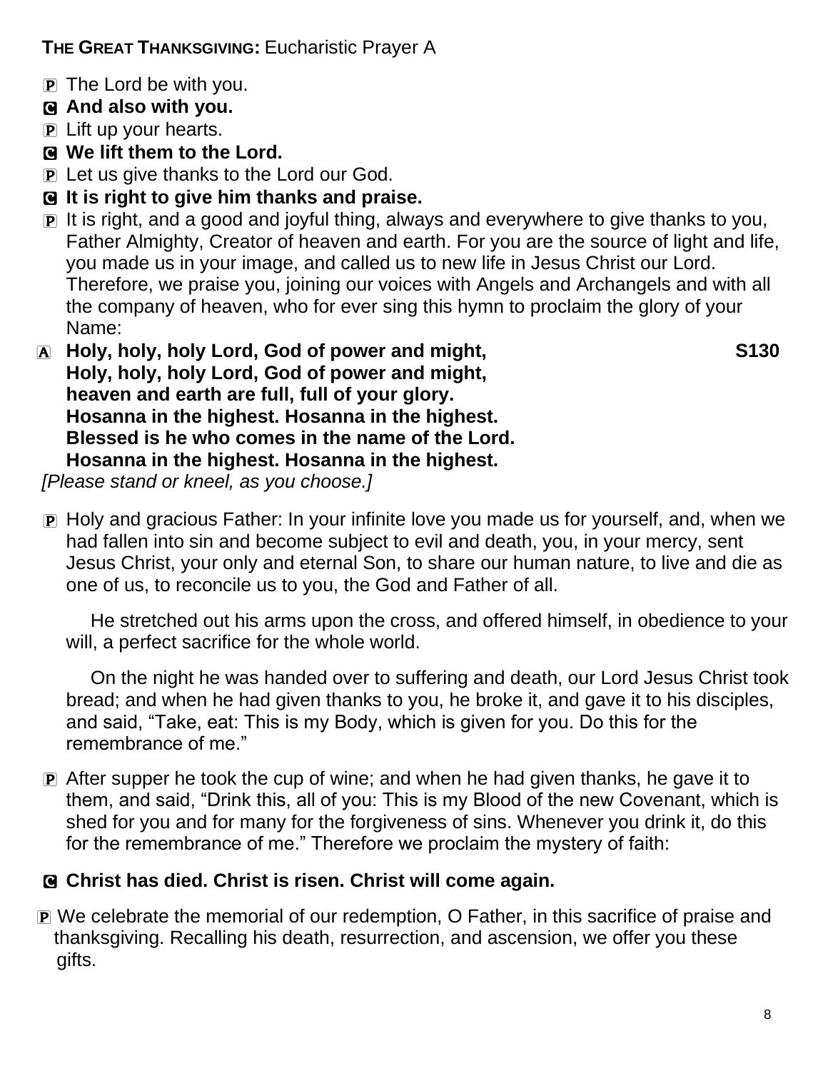**THE GREAT THANKSGIVING:** Eucharistic Prayer A

Ⓟ The Lord be with you.

Ⓒ **And also with you.**

Ⓟ Lift up your hearts.

Ⓒ **We lift them to the Lord.**

Ⓟ Let us give thanks to the Lord our God.

Ⓒ **It is right to give him thanks and praise.**

Ⓟ It is right, and a good and joyful thing, always and everywhere to give thanks to you, Father Almighty, Creator of heaven and earth. For you are the source of light and life, you made us in your image, and called us to new life in Jesus Christ our Lord. Therefore, we praise you, joining our voices with Angels and Archangels and with all the company of heaven, who for ever sing this hymn to proclaim the glory of your Name:

Ⓐ **Holy, holy, holy Lord, God of power and might,** **S130**
**Holy, holy, holy Lord, God of power and might,**
**heaven and earth are full, full of your glory.**
**Hosanna in the highest. Hosanna in the highest.**
**Blessed is he who comes in the name of the Lord.**
**Hosanna in the highest. Hosanna in the highest.**

*[Please stand or kneel, as you choose.]*

Ⓟ Holy and gracious Father: In your infinite love you made us for yourself, and, when we had fallen into sin and become subject to evil and death, you, in your mercy, sent Jesus Christ, your only and eternal Son, to share our human nature, to live and die as one of us, to reconcile us to you, the God and Father of all.

He stretched out his arms upon the cross, and offered himself, in obedience to your will, a perfect sacrifice for the whole world.

On the night he was handed over to suffering and death, our Lord Jesus Christ took bread; and when he had given thanks to you, he broke it, and gave it to his disciples, and said, "Take, eat: This is my Body, which is given for you. Do this for the remembrance of me."

Ⓟ After supper he took the cup of wine; and when he had given thanks, he gave it to them, and said, "Drink this, all of you: This is my Blood of the new Covenant, which is shed for you and for many for the forgiveness of sins. Whenever you drink it, do this for the remembrance of me." Therefore we proclaim the mystery of faith:

Ⓒ **Christ has died. Christ is risen. Christ will come again.**

Ⓟ We celebrate the memorial of our redemption, O Father, in this sacrifice of praise and thanksgiving. Recalling his death, resurrection, and ascension, we offer you these gifts.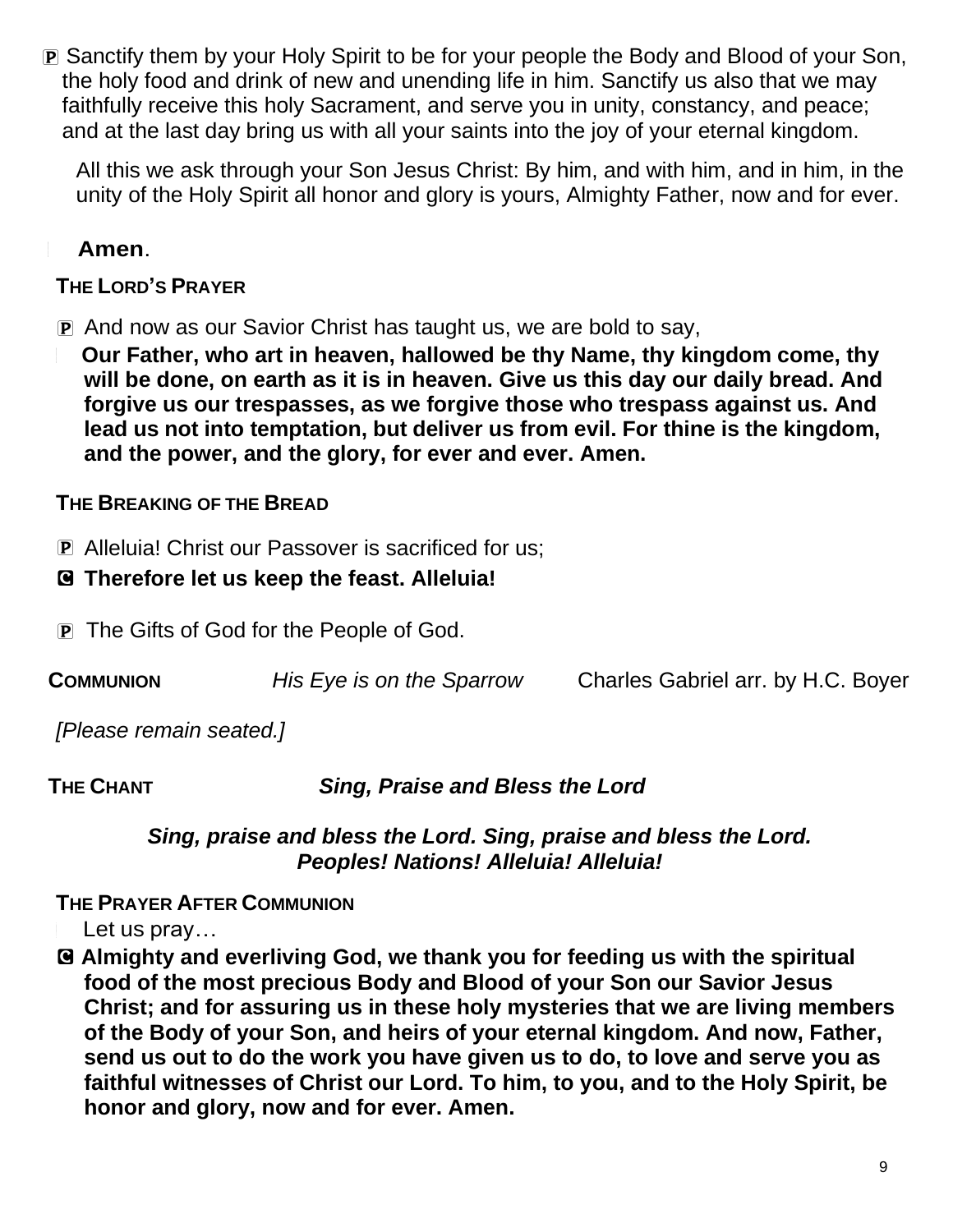Ⓟ Sanctify them by your Holy Spirit to be for your people the Body and Blood of your Son, the holy food and drink of new and unending life in him. Sanctify us also that we may faithfully receive this holy Sacrament, and serve you in unity, constancy, and peace; and at the last day bring us with all your saints into the joy of your eternal kingdom.

All this we ask through your Son Jesus Christ: By him, and with him, and in him, in the unity of the Holy Spirit all honor and glory is yours, Almighty Father, now and for ever.

**Amen**.

**THE LORD'S PRAYER**

Ⓟ And now as our Savior Christ has taught us, we are bold to say,

**Our Father, who art in heaven, hallowed be thy Name, thy kingdom come, thy will be done, on earth as it is in heaven. Give us this day our daily bread. And forgive us our trespasses, as we forgive those who trespass against us. And lead us not into temptation, but deliver us from evil. For thine is the kingdom, and the power, and the glory, for ever and ever. Amen.**

**THE BREAKING OF THE BREAD**

Ⓟ Alleluia! Christ our Passover is sacrificed for us;

Ⓒ **Therefore let us keep the feast. Alleluia!**

Ⓟ The Gifts of God for the People of God.

**COMMUNION** *His Eye is on the Sparrow* Charles Gabriel arr. by H.C. Boyer

*[Please remain seated.]*

**THE CHANT** ***Sing, Praise and Bless the Lord***

***Sing, praise and bless the Lord. Sing, praise and bless the Lord. Peoples! Nations! Alleluia! Alleluia!***

**THE PRAYER AFTER COMMUNION**

Let us pray…

Ⓒ **Almighty and everliving God, we thank you for feeding us with the spiritual food of the most precious Body and Blood of your Son our Savior Jesus Christ; and for assuring us in these holy mysteries that we are living members of the Body of your Son, and heirs of your eternal kingdom. And now, Father, send us out to do the work you have given us to do, to love and serve you as faithful witnesses of Christ our Lord. To him, to you, and to the Holy Spirit, be honor and glory, now and for ever. Amen.**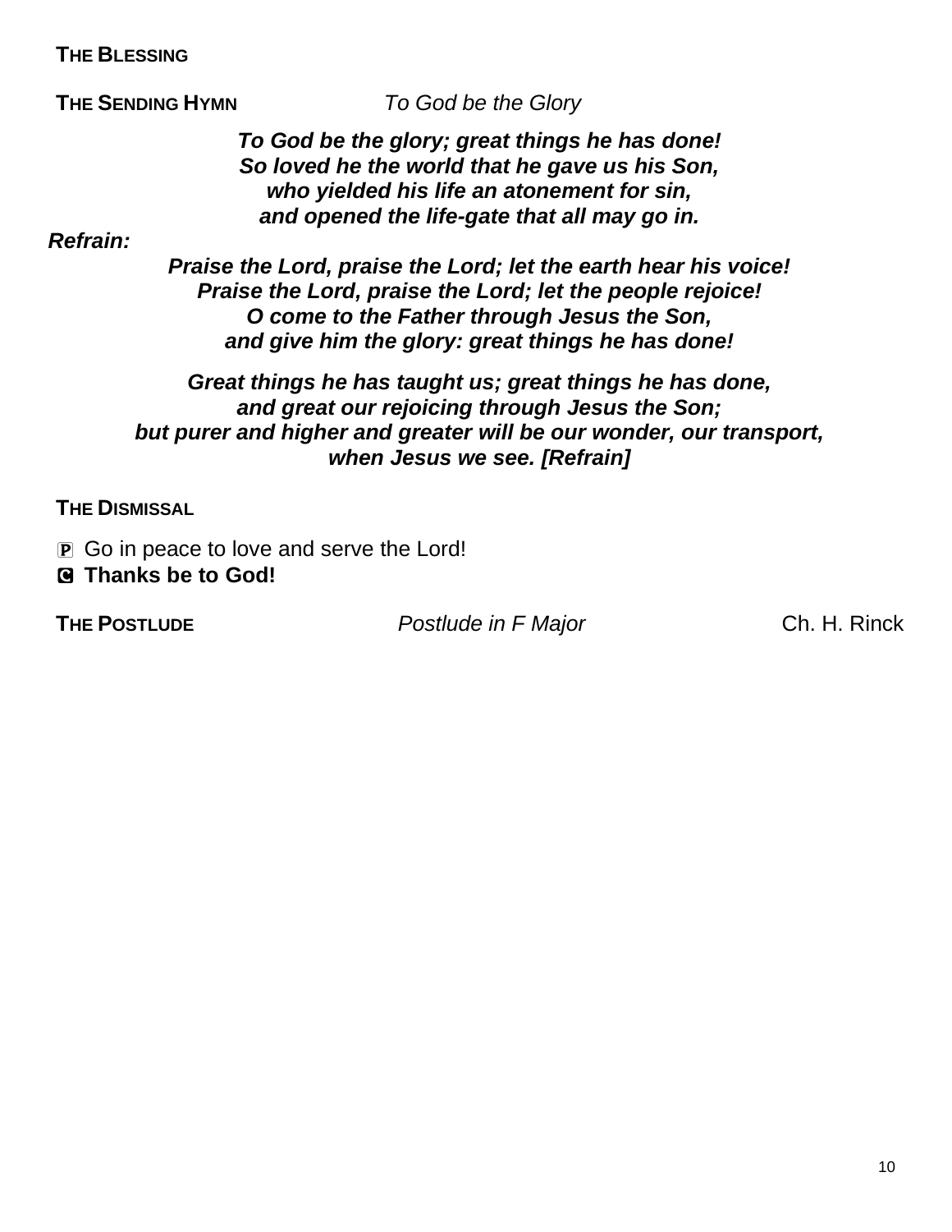**THE BLESSING**

**THE SENDING HYMN** *To God be the Glory*

***To God be the glory; great things he has done!***
***So loved he the world that he gave us his Son,***
***who yielded his life an atonement for sin,***
***and opened the life-gate that all may go in.***

***Refrain:***

***Praise the Lord, praise the Lord; let the earth hear his voice!***
***Praise the Lord, praise the Lord; let the people rejoice!***
***O come to the Father through Jesus the Son,***
***and give him the glory: great things he has done!***

***Great things he has taught us; great things he has done,***
***and great our rejoicing through Jesus the Son;***
***but purer and higher and greater will be our wonder, our transport,***
***when Jesus we see. [Refrain]***

**THE DISMISSAL**

🅿 Go in peace to love and serve the Lord!
🅲 **Thanks be to God!**

**THE POSTLUDE** *Postlude in F Major* Ch. H. Rinck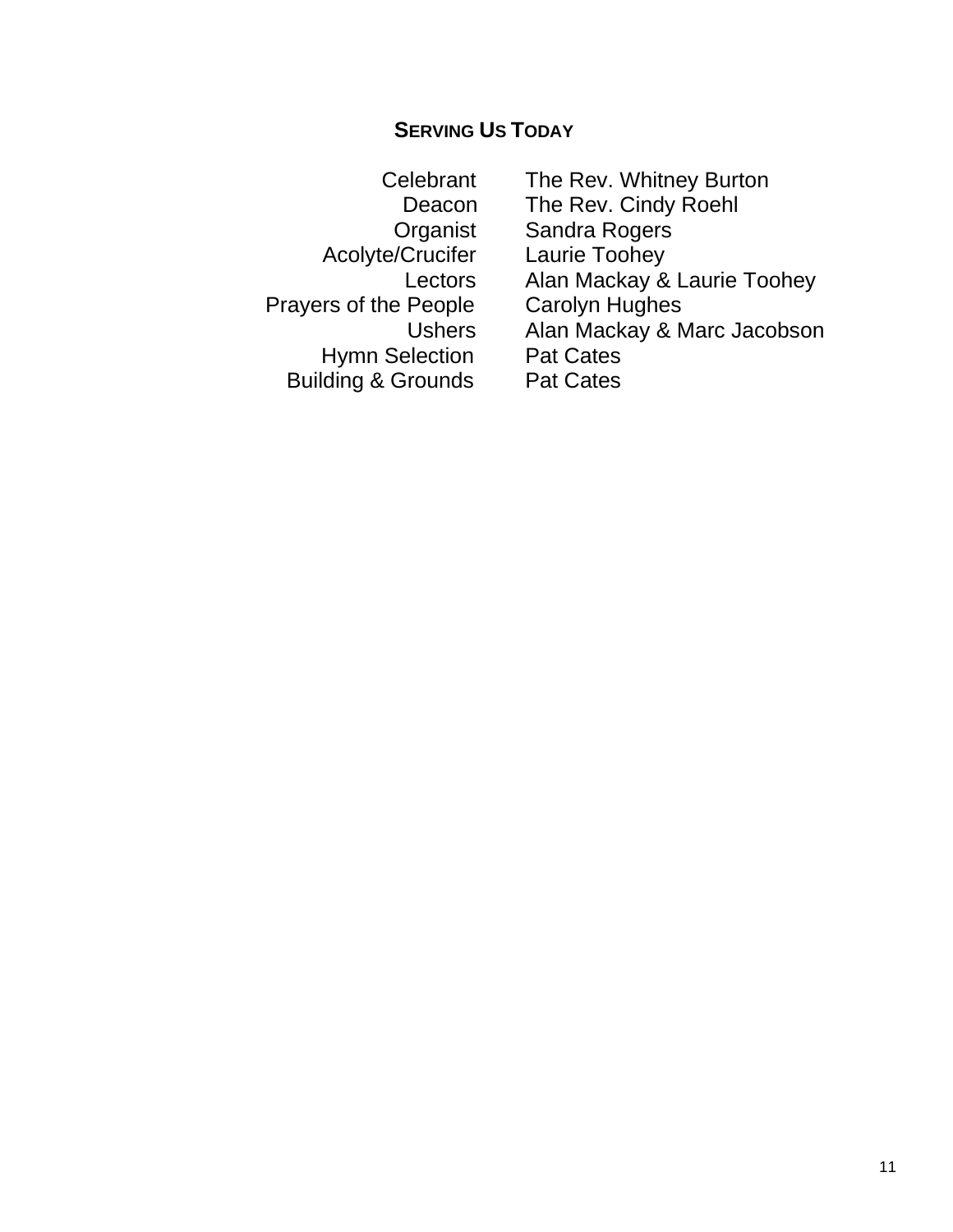## Serving Us Today

| | |
|---|---|
| Celebrant | The Rev. Whitney Burton |
| Deacon | The Rev. Cindy Roehl |
| Organist | Sandra Rogers |
| Acolyte/Crucifer | Laurie Toohey |
| Lectors | Alan Mackay & Laurie Toohey |
| Prayers of the People | Carolyn Hughes |
| Ushers | Alan Mackay & Marc Jacobson |
| Hymn Selection | Pat Cates |
| Building & Grounds | Pat Cates |